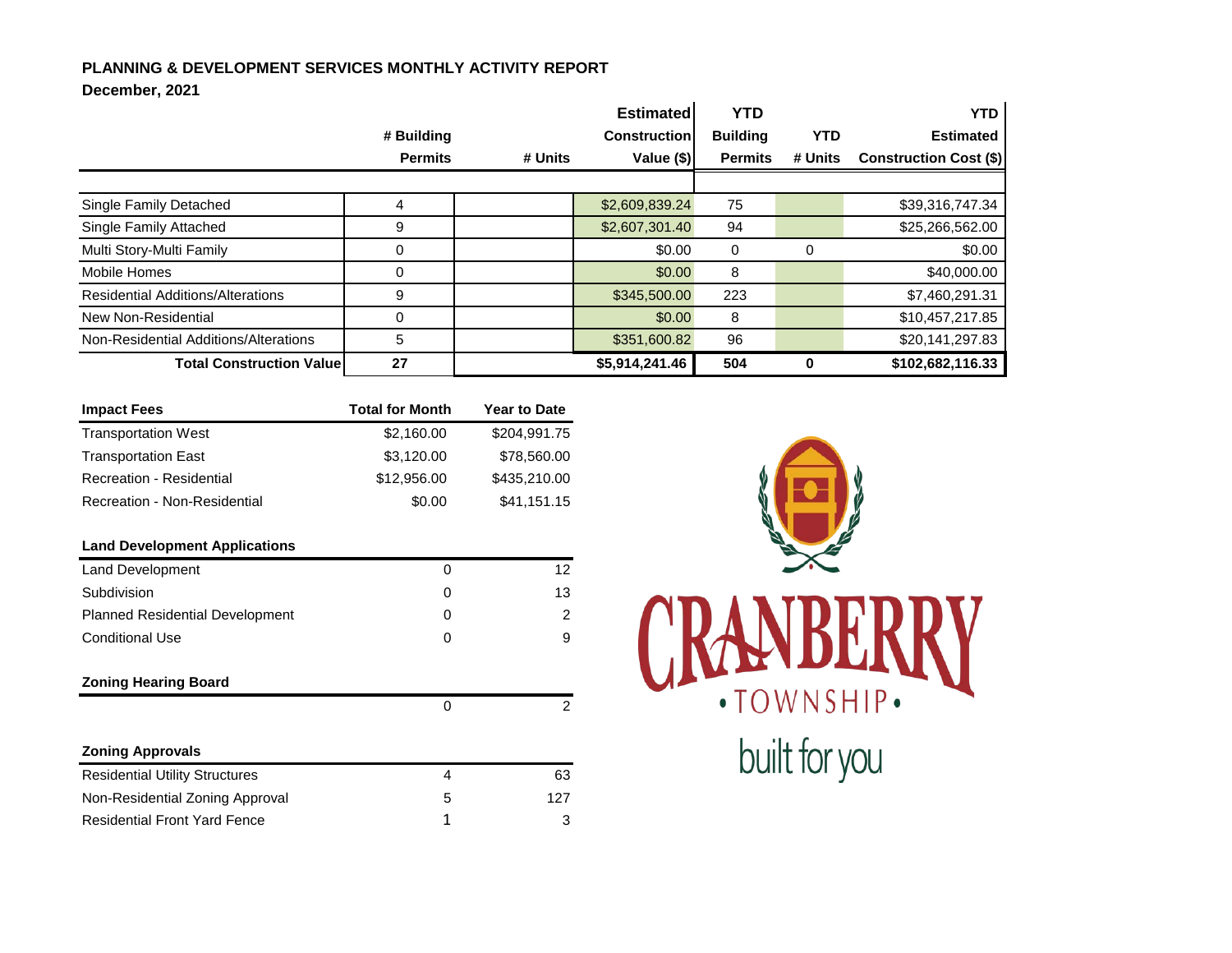# PLANNING & DEVELOPMENT SERVICES MONTHLY ACTIVITY REPORT

**December, 2021**

| | # Building Permits | # Units | Estimated Construction Value ($) | YTD Building Permits | YTD # Units | YTD Estimated Construction Cost ($) |
|---|---|---|---|---|---|---|
| Single Family Detached | 4 | | $2,609,839.24 | 75 | | $39,316,747.34 |
| Single Family Attached | 9 | | $2,607,301.40 | 94 | | $25,266,562.00 |
| Multi Story-Multi Family | 0 | | $0.00 | 0 | 0 | $0.00 |
| Mobile Homes | 0 | | $0.00 | 8 | | $40,000.00 |
| Residential Additions/Alterations | 9 | | $345,500.00 | 223 | | $7,460,291.31 |
| New Non-Residential | 0 | | $0.00 | 8 | | $10,457,217.85 |
| Non-Residential Additions/Alterations | 5 | | $351,600.82 | 96 | | $20,141,297.83 |
| **Total Construction Value** | **27** | | **$5,914,241.46** | **504** | **0** | **$102,682,116.33** |

| Impact Fees | Total for Month | Year to Date |
|---|---|---|
| Transportation West | $2,160.00 | $204,991.75 |
| Transportation East | $3,120.00 | $78,560.00 |
| Recreation - Residential | $12,956.00 | $435,210.00 |
| Recreation - Non-Residential | $0.00 | $41,151.15 |

| Land Development Applications | | |
|---|---|---|
| Land Development | 0 | 12 |
| Subdivision | 0 | 13 |
| Planned Residential Development | 0 | 2 |
| Conditional Use | 0 | 9 |

| Zoning Hearing Board | | |
|---|---|---|
| | 0 | 2 |

| Zoning Approvals | | |
|---|---|---|
| Residential Utility Structures | 4 | 63 |
| Non-Residential Zoning Approval | 5 | 127 |
| Residential Front Yard Fence | 1 | 3 |

CRANBERRY • TOWNSHIP •

built for you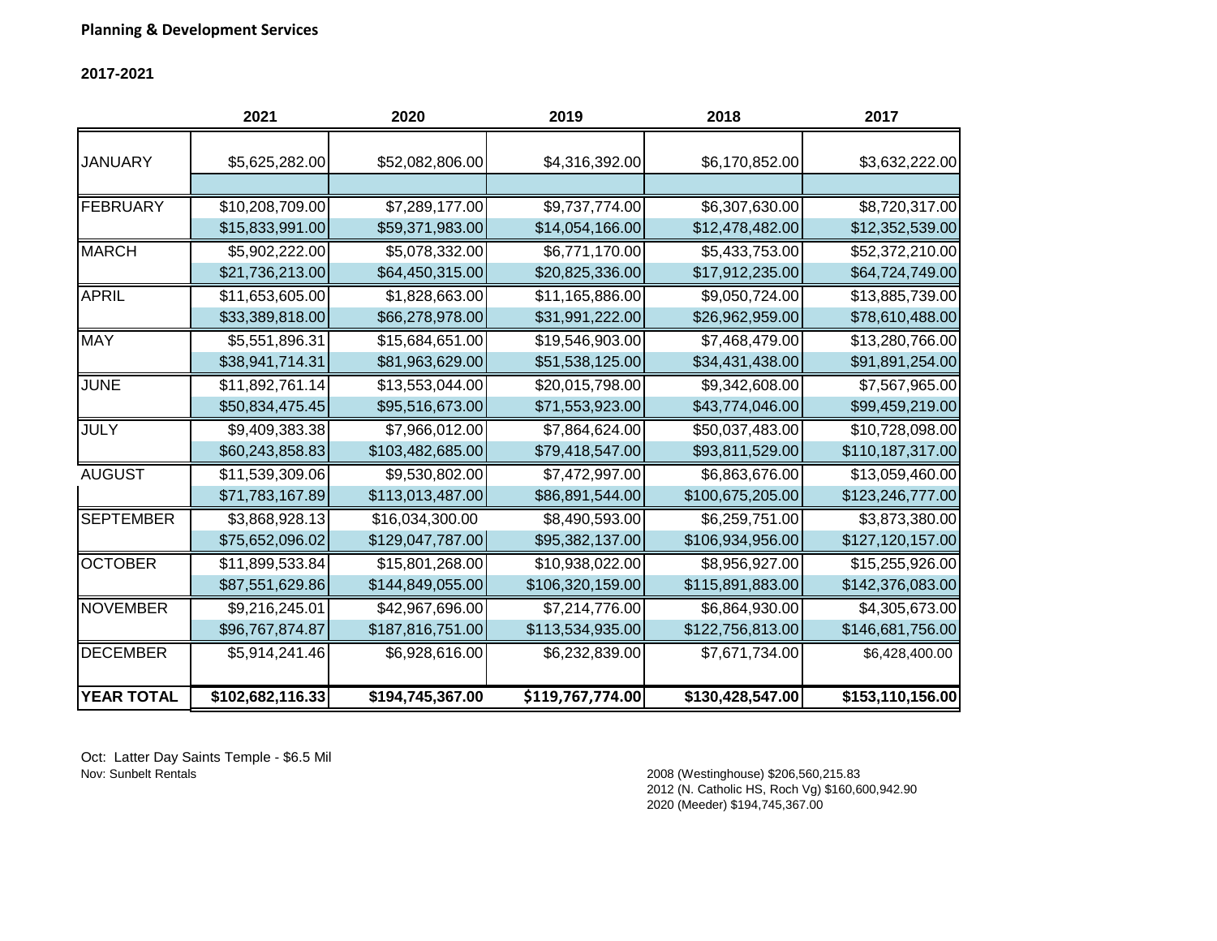**Planning & Development Services**

**2017-2021**

| | 2021 | 2020 | 2019 | 2018 | 2017 |
|---|---|---|---|---|---|
| JANUARY | $5,625,282.00 | $52,082,806.00 | $4,316,392.00 | $6,170,852.00 | $3,632,222.00 |
| | | | | | |
| FEBRUARY | $10,208,709.00 | $7,289,177.00 | $9,737,774.00 | $6,307,630.00 | $8,720,317.00 |
| | $15,833,991.00 | $59,371,983.00 | $14,054,166.00 | $12,478,482.00 | $12,352,539.00 |
| MARCH | $5,902,222.00 | $5,078,332.00 | $6,771,170.00 | $5,433,753.00 | $52,372,210.00 |
| | $21,736,213.00 | $64,450,315.00 | $20,825,336.00 | $17,912,235.00 | $64,724,749.00 |
| APRIL | $11,653,605.00 | $1,828,663.00 | $11,165,886.00 | $9,050,724.00 | $13,885,739.00 |
| | $33,389,818.00 | $66,278,978.00 | $31,991,222.00 | $26,962,959.00 | $78,610,488.00 |
| MAY | $5,551,896.31 | $15,684,651.00 | $19,546,903.00 | $7,468,479.00 | $13,280,766.00 |
| | $38,941,714.31 | $81,963,629.00 | $51,538,125.00 | $34,431,438.00 | $91,891,254.00 |
| JUNE | $11,892,761.14 | $13,553,044.00 | $20,015,798.00 | $9,342,608.00 | $7,567,965.00 |
| | $50,834,475.45 | $95,516,673.00 | $71,553,923.00 | $43,774,046.00 | $99,459,219.00 |
| JULY | $9,409,383.38 | $7,966,012.00 | $7,864,624.00 | $50,037,483.00 | $10,728,098.00 |
| | $60,243,858.83 | $103,482,685.00 | $79,418,547.00 | $93,811,529.00 | $110,187,317.00 |
| AUGUST | $11,539,309.06 | $9,530,802.00 | $7,472,997.00 | $6,863,676.00 | $13,059,460.00 |
| | $71,783,167.89 | $113,013,487.00 | $86,891,544.00 | $100,675,205.00 | $123,246,777.00 |
| SEPTEMBER | $3,868,928.13 | $16,034,300.00 | $8,490,593.00 | $6,259,751.00 | $3,873,380.00 |
| | $75,652,096.02 | $129,047,787.00 | $95,382,137.00 | $106,934,956.00 | $127,120,157.00 |
| OCTOBER | $11,899,533.84 | $15,801,268.00 | $10,938,022.00 | $8,956,927.00 | $15,255,926.00 |
| | $87,551,629.86 | $144,849,055.00 | $106,320,159.00 | $115,891,883.00 | $142,376,083.00 |
| NOVEMBER | $9,216,245.01 | $42,967,696.00 | $7,214,776.00 | $6,864,930.00 | $4,305,673.00 |
| | $96,767,874.87 | $187,816,751.00 | $113,534,935.00 | $122,756,813.00 | $146,681,756.00 |
| DECEMBER | $5,914,241.46 | $6,928,616.00 | $6,232,839.00 | $7,671,734.00 | $6,428,400.00 |
| **YEAR TOTAL** | **$102,682,116.33** | **$194,745,367.00** | **$119,767,774.00** | **$130,428,547.00** | **$153,110,156.00** |

Oct: Latter Day Saints Temple - $6.5 Mil
Nov: Sunbelt Rentals

2008 (Westinghouse) $206,560,215.83
2012 (N. Catholic HS, Roch Vg) $160,600,942.90
2020 (Meeder) $194,745,367.00